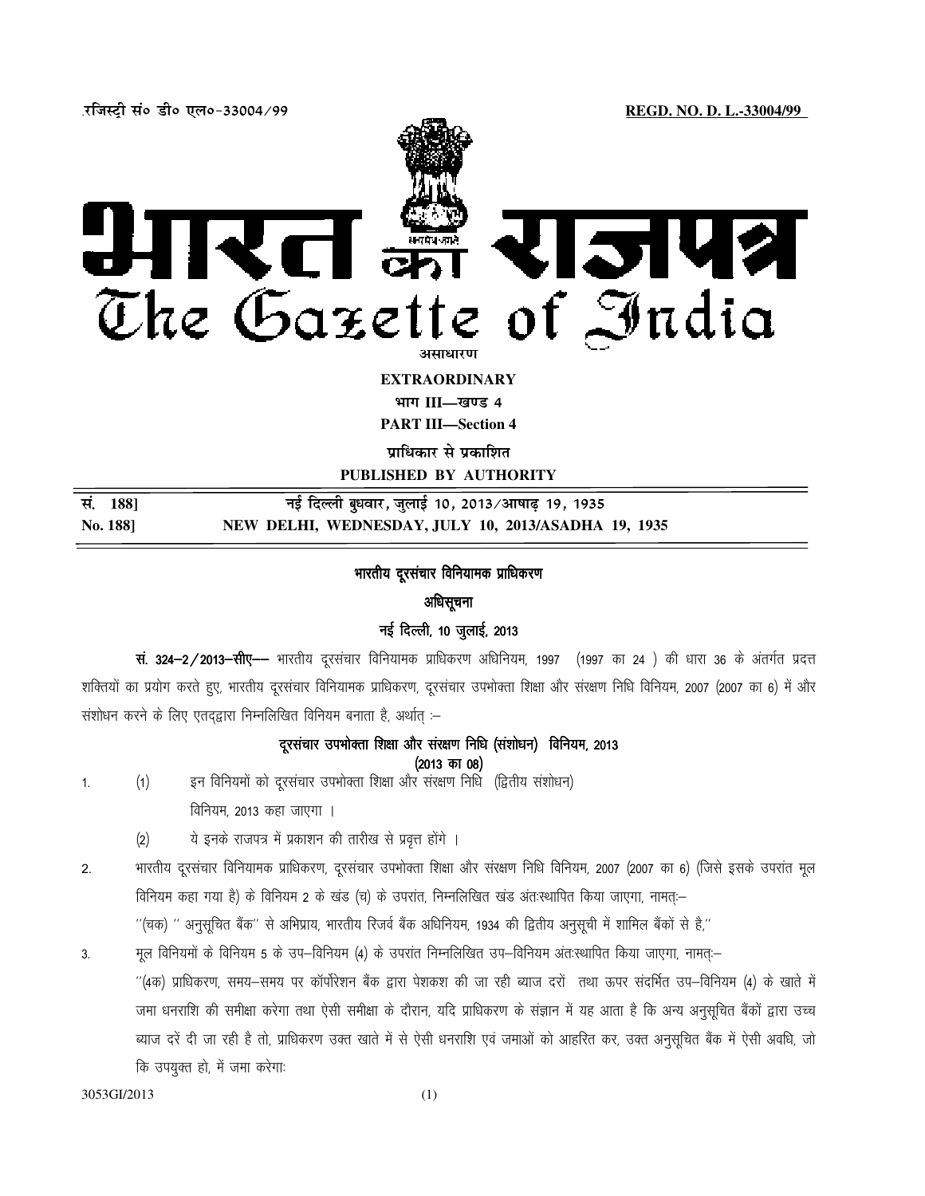रजिस्ट्री सं० डी० एल०-33004/99 REGD. NO. D. L.-33004/99

# भारत का राजपत्र
# The Gazette of India

असाधारण

**EXTRAORDINARY**

**भाग III—खण्ड 4**

**PART III—Section 4**

**प्राधिकार से प्रकाशित**

**PUBLISHED BY AUTHORITY**

| | |
|---|---|
| **सं. 188]** | **नई दिल्ली बुधवार, जुलाई 10, 2013/आषाढ़ 19, 1935** |
| **No. 188]** | **NEW DELHI, WEDNESDAY, JULY 10, 2013/ASADHA 19, 1935** |

## भारतीय दूरसंचार विनियामक प्राधिकरण

### अधिसूचना

### नई दिल्ली, 10 जुलाई, 2013

**सं. 324–2/2013–सीए––** भारतीय दूरसंचार विनियामक प्राधिकरण अधिनियम, 1997 (1997 का 24 ) की धारा 36 के अंतर्गत प्रदत्त शक्तियों का प्रयोग करते हुए, भारतीय दूरसंचार विनियामक प्राधिकरण, दूरसंचार उपभोक्ता शिक्षा और संरक्षण निधि विनियम, 2007 (2007 का 6) में और संशोधन करने के लिए एतद्द्वारा निम्नलिखित विनियम बनाता है, अर्थात् :–

### दूरसंचार उपभोक्ता शिक्षा और संरक्षण निधि (संशोधन) विनियम, 2013
### (2013 का 08)

1. (1) इन विनियमों को दूरसंचार उपभोक्ता शिक्षा और संरक्षण निधि (द्वितीय संशोधन) विनियम, 2013 कहा जाएगा ।

   (2) ये इनके राजपत्र में प्रकाशन की तारीख से प्रवृत्त होंगे ।

2. भारतीय दूरसंचार विनियामक प्राधिकरण, दूरसंचार उपभोक्ता शिक्षा और संरक्षण निधि विनियम, 2007 (2007 का 6) (जिसे इसके उपरांत मूल विनियम कहा गया है) के विनियम 2 के खंड (च) के उपरांत, निम्नलिखित खंड अंतःस्थापित किया जाएगा, नामत:–

   ''(चक) '' अनुसूचित बैंक'' से अभिप्राय, भारतीय रिजर्व बैंक अधिनियम, 1934 की द्वितीय अनुसूची में शामिल बैंकों से है,''

3. मूल विनियमों के विनियम 5 के उप–विनियम (4) के उपरांत निम्नलिखित उप–विनियम अंतःस्थापित किया जाएगा, नामत:–

   ''(4क) प्राधिकरण, समय–समय पर कॉर्पोरेशन बैंक द्वारा पेशकश की जा रही ब्याज दरों तथा ऊपर संदर्भित उप–विनियम (4) के खाते में जमा धनराशि की समीक्षा करेगा तथा ऐसी समीक्षा के दौरान, यदि प्राधिकरण के संज्ञान में यह आता है कि अन्य अनुसूचित बैंकों द्वारा उच्च ब्याज दरें दी जा रही है तो, प्राधिकरण उक्त खाते में से ऐसी धनराशि एवं जमाओं को आहरित कर, उक्त अनुसूचित बैंक में ऐसी अवधि, जो कि उपयुक्त हो, में जमा करेगा:

3053GI/2013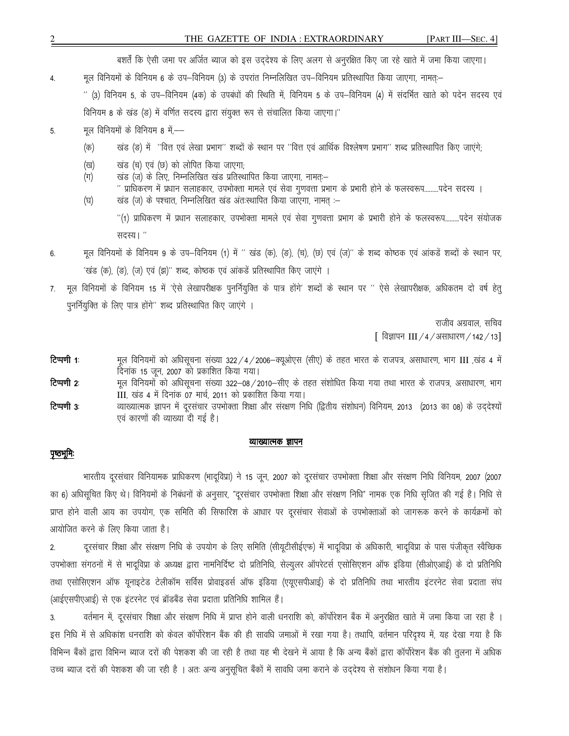बशर्ते कि ऐसी जमा पर अर्जित ब्याज को इस उद्देश्य के लिए अलग से अनुरक्षित किए जा रहे खाते में जमा किया जाएगा।

4. मूल विनियमों के विनियम 6 के उप–विनियम (3) के उपरांत निम्नलिखित उप–विनियम प्रतिस्थापित किया जाएगा, नामत:–

   '' (3) विनियम 5, के उप–विनियम (4क) के उपबंधों की स्थिति में, विनियम 5 के उप–विनियम (4) में संदर्भित खाते को पदेन सदस्य एवं विनियम 8 के खंड (ड) में वर्णित सदस्य द्वारा संयुक्त रूप से संचालित किया जाएगा।''

5. मूल विनियमों के विनियम 8 में,––

   (क) खंड (ड) में ''वित्त एवं लेखा प्रभाग'' शब्दों के स्थान पर ''वित्त एवं आर्थिक विश्लेषण प्रभाग'' शब्द प्रतिस्थापित किए जाएंगे;

   (ख) खंड (च) एवं (छ) को लोपित किया जाएगा;

   (ग) खंड (ज) के लिए, निम्नलिखित खंड प्रतिस्थापित किया जाएगा, नामत:–

   '' प्राधिकरण में प्रधान सलाहकार, उपभोक्ता मामले एवं सेवा गुणवत्ता प्रभाग के प्रभारी होने के फलस्वरूप.........पदेन सदस्य ।

   (घ) खंड (ज) के पश्चात, निम्नलिखित खंड अंतःस्थापित किया जाएगा, नामत् :–

   ''(1) प्राधिकरण में प्रधान सलाहकार, उपभोक्ता मामले एवं सेवा गुणवत्ता प्रभाग के प्रभारी होने के फलस्वरूप.........पदेन संयोजक सदस्य। ''

6. मूल विनियमों के विनियम 9 के उप–विनियम (1) में '' खंड (क), (ड), (च), (छ) एवं (ज)'' के शब्द कोष्ठक एवं आंकडें शब्दों के स्थान पर, 'खंड (क), (ड), (ज) एवं (झ)'' शब्द, कोष्ठक एवं आंकडें प्रतिस्थापित किए जाएंगे ।

7. मूल विनियमों के विनियम 15 में 'ऐसे लेखापरीक्षक पुनर्नियुक्ति के पात्र होंगे' शब्दों के स्थान पर '' ऐसे लेखापरीक्षक, अधिकतम दो वर्ष हेतु पुनर्नियुक्ति के लिए पात्र होंगे'' शब्द प्रतिस्थापित किए जाएंगे ।

राजीव अग्रवाल, सचिव

[ विज्ञापन III/4/असाधारण/142/13]

**टिप्पणी 1:** मूल विनियमों को अधिसूचना संख्या 322/4/2006–क्यूओएस (सीए) के तहत भारत के राजपत्र, असाधारण, भाग III ,खंड 4 में दिनांक 15 जून, 2007 को प्रकाशित किया गया।

**टिप्पणी 2:** मूल विनियमों को अधिसूचना संख्या 322–08/2010–सीए के तहत संशोधित किया गया तथा भारत के राजपत्र, असाधारण, भाग III, खंड 4 में दिनांक 07 मार्च, 2011 को प्रकाशित किया गया।

**टिप्पणी 3:** व्याख्यात्मक ज्ञापन में दूरसंचार उपभोक्ता शिक्षा और संरक्षण निधि (द्वितीय संशोधन) विनियम, 2013 (2013 का 08) के उद्देश्यों एवं कारणों की व्याख्या दी गई है।

## व्याख्यात्मक ज्ञापन

**पृष्ठभूमि:**

भारतीय दूरसंचार विनियामक प्राधिकरण (भादूविप्रा) ने 15 जून, 2007 को दूरसंचार उपभोक्ता शिक्षा और संरक्षण निधि विनियम, 2007 (2007 का 6) अधिसूचित किए थे। विनियमों के निबंधनों के अनुसार, "दूरसंचार उपभोक्ता शिक्षा और संरक्षण निधि" नामक एक निधि सृजित की गई है। निधि से प्राप्त होने वाली आय का उपयोग, एक समिति की सिफारिश के आधार पर दूरसंचार सेवाओं के उपभोक्ताओं को जागरूक करने के कार्यक्रमों को आयोजित करने के लिए किया जाता है।

2. दूरसंचार शिक्षा और संरक्षण निधि के उपयोग के लिए समिति (सीयूटीसीईएफ) में भादूविप्रा के अधिकारी, भादूविप्रा के पास पंजीकृत स्वैच्छिक उपभोक्ता संगठनों में से भादूविप्रा के अध्यक्ष द्वारा नामनिर्दिष्ट दो प्रतिनिधि, सेल्युलर ऑपरेटर्स एसोसिएशन ऑफ इंडिया (सीओएआई) के दो प्रतिनिधि तथा एसोसिएशन ऑफ यूनाइटेड टेलीकॉम सर्विस प्रोवाइडर्स ऑफ इंडिया (एयूएसपीआई) के दो प्रतिनिधि तथा भारतीय इंटरनेट सेवा प्रदाता संघ (आईएसपीएआई) से एक इंटरनेट एवं ब्रॉडबैंड सेवा प्रदाता प्रतिनिधि शामिल हैं।

3. वर्तमान में, दूरसंचार शिक्षा और संरक्षण निधि में प्राप्त होने वाली धनराशि को, कॉर्पोरेशन बैंक में अनुरक्षित खाते में जमा किया जा रहा है । इस निधि में से अधिकांश धनराशि को केवल कॉर्पोरेशन बैंक की ही सावधि जमाओं में रखा गया है। तथापि, वर्तमान परिदृश्य में, यह देखा गया है कि विभिन्न बैंकों द्वारा विभिन्न ब्याज दरों की पेशकश की जा रही है तथा यह भी देखने में आया है कि अन्य बैंकों द्वारा कॉर्पोरेशन बैंक की तुलना में अधिक उच्च ब्याज दरों की पेशकश की जा रही है । अतः अन्य अनुसूचित बैंकों में सावधि जमा कराने के उद्देश्य से संशोधन किया गया है।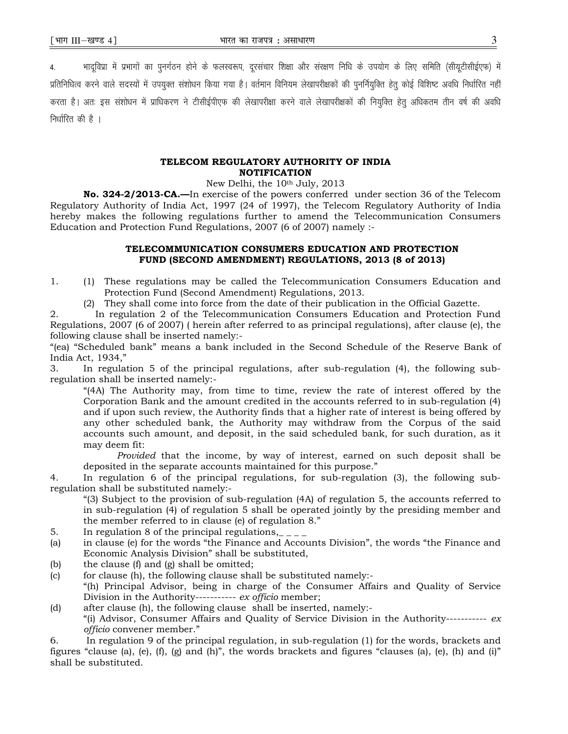4. भादूविप्रा में प्रभागों का पुनर्गठन होने के फलस्वरूप, दूरसंचार शिक्षा और संरक्षण निधि के उपयोग के लिए समिति (सीयूटीसीईएफ) में प्रतिनिधित्व करने वाले सदस्यों में उपयुक्त संशोधन किया गया है। वर्तमान विनियम लेखापरीक्षकों की पुनर्नियुक्ति हेतु कोई विशिष्ट अवधि निर्धारित नहीं करता है। अतः इस संशोधन में प्राधिकरण ने टीसीईपीएफ की लेखापरीक्षा करने वाले लेखापरीक्षकों की नियुक्ति हेतु अधिकतम तीन वर्ष की अवधि निर्धारित की है ।

## TELECOM REGULATORY AUTHORITY OF INDIA
## NOTIFICATION

New Delhi, the 10th July, 2013

**No. 324-2/2013-CA.—**In exercise of the powers conferred under section 36 of the Telecom Regulatory Authority of India Act, 1997 (24 of 1997), the Telecom Regulatory Authority of India hereby makes the following regulations further to amend the Telecommunication Consumers Education and Protection Fund Regulations, 2007 (6 of 2007) namely :-

### TELECOMMUNICATION CONSUMERS EDUCATION AND PROTECTION FUND (SECOND AMENDMENT) REGULATIONS, 2013 (8 of 2013)

1. (1) These regulations may be called the Telecommunication Consumers Education and Protection Fund (Second Amendment) Regulations, 2013.
   (2) They shall come into force from the date of their publication in the Official Gazette.

2. In regulation 2 of the Telecommunication Consumers Education and Protection Fund Regulations, 2007 (6 of 2007) ( herein after referred to as principal regulations), after clause (e), the following clause shall be inserted namely:-
"(ea) "Scheduled bank" means a bank included in the Second Schedule of the Reserve Bank of India Act, 1934,"

3. In regulation 5 of the principal regulations, after sub-regulation (4), the following sub-regulation shall be inserted namely:-
"(4A) The Authority may, from time to time, review the rate of interest offered by the Corporation Bank and the amount credited in the accounts referred to in sub-regulation (4) and if upon such review, the Authority finds that a higher rate of interest is being offered by any other scheduled bank, the Authority may withdraw from the Corpus of the said accounts such amount, and deposit, in the said scheduled bank, for such duration, as it may deem fit:
*Provided* that the income, by way of interest, earned on such deposit shall be deposited in the separate accounts maintained for this purpose."

4. In regulation 6 of the principal regulations, for sub-regulation (3), the following sub-regulation shall be substituted namely:-
"(3) Subject to the provision of sub-regulation (4A) of regulation 5, the accounts referred to in sub-regulation (4) of regulation 5 shall be operated jointly by the presiding member and the member referred to in clause (e) of regulation 8."

5. In regulation 8 of the principal regulations,_ _ _ _

(a) in clause (e) for the words "the Finance and Accounts Division", the words "the Finance and Economic Analysis Division" shall be substituted,

(b) the clause (f) and (g) shall be omitted;

(c) for clause (h), the following clause shall be substituted namely:-
"(h) Principal Advisor, being in charge of the Consumer Affairs and Quality of Service Division in the Authority----------- *ex officio* member;

(d) after clause (h), the following clause shall be inserted, namely:-
"(i) Advisor, Consumer Affairs and Quality of Service Division in the Authority----------- *ex officio* convener member."

6. In regulation 9 of the principal regulation, in sub-regulation (1) for the words, brackets and figures "clause (a), (e), (f), (g) and (h)", the words brackets and figures "clauses (a), (e), (h) and (i)" shall be substituted.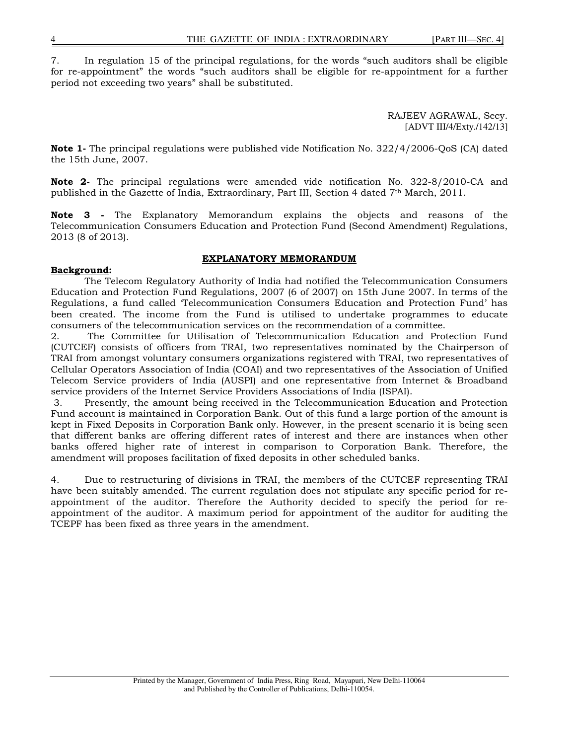7. In regulation 15 of the principal regulations, for the words "such auditors shall be eligible for re-appointment" the words "such auditors shall be eligible for re-appointment for a further period not exceeding two years" shall be substituted.

RAJEEV AGRAWAL, Secy.
[ADVT III/4/Exty./142/13]

**Note 1-** The principal regulations were published vide Notification No. 322/4/2006-QoS (CA) dated the 15th June, 2007.

**Note 2-** The principal regulations were amended vide notification No. 322-8/2010-CA and published in the Gazette of India, Extraordinary, Part III, Section 4 dated 7th March, 2011.

**Note 3 -** The Explanatory Memorandum explains the objects and reasons of the Telecommunication Consumers Education and Protection Fund (Second Amendment) Regulations, 2013 (8 of 2013).

## EXPLANATORY MEMORANDUM

**Background:**

The Telecom Regulatory Authority of India had notified the Telecommunication Consumers Education and Protection Fund Regulations, 2007 (6 of 2007) on 15th June 2007. In terms of the Regulations, a fund called 'Telecommunication Consumers Education and Protection Fund' has been created. The income from the Fund is utilised to undertake programmes to educate consumers of the telecommunication services on the recommendation of a committee.

2. The Committee for Utilisation of Telecommunication Education and Protection Fund (CUTCEF) consists of officers from TRAI, two representatives nominated by the Chairperson of TRAI from amongst voluntary consumers organizations registered with TRAI, two representatives of Cellular Operators Association of India (COAI) and two representatives of the Association of Unified Telecom Service providers of India (AUSPI) and one representative from Internet & Broadband service providers of the Internet Service Providers Associations of India (ISPAI).

3. Presently, the amount being received in the Telecommunication Education and Protection Fund account is maintained in Corporation Bank. Out of this fund a large portion of the amount is kept in Fixed Deposits in Corporation Bank only. However, in the present scenario it is being seen that different banks are offering different rates of interest and there are instances when other banks offered higher rate of interest in comparison to Corporation Bank. Therefore, the amendment will proposes facilitation of fixed deposits in other scheduled banks.

4. Due to restructuring of divisions in TRAI, the members of the CUTCEF representing TRAI have been suitably amended. The current regulation does not stipulate any specific period for re-appointment of the auditor. Therefore the Authority decided to specify the period for re-appointment of the auditor. A maximum period for appointment of the auditor for auditing the TCEPF has been fixed as three years in the amendment.

Printed by the Manager, Government of India Press, Ring Road, Mayapuri, New Delhi-110064
and Published by the Controller of Publications, Delhi-110054.